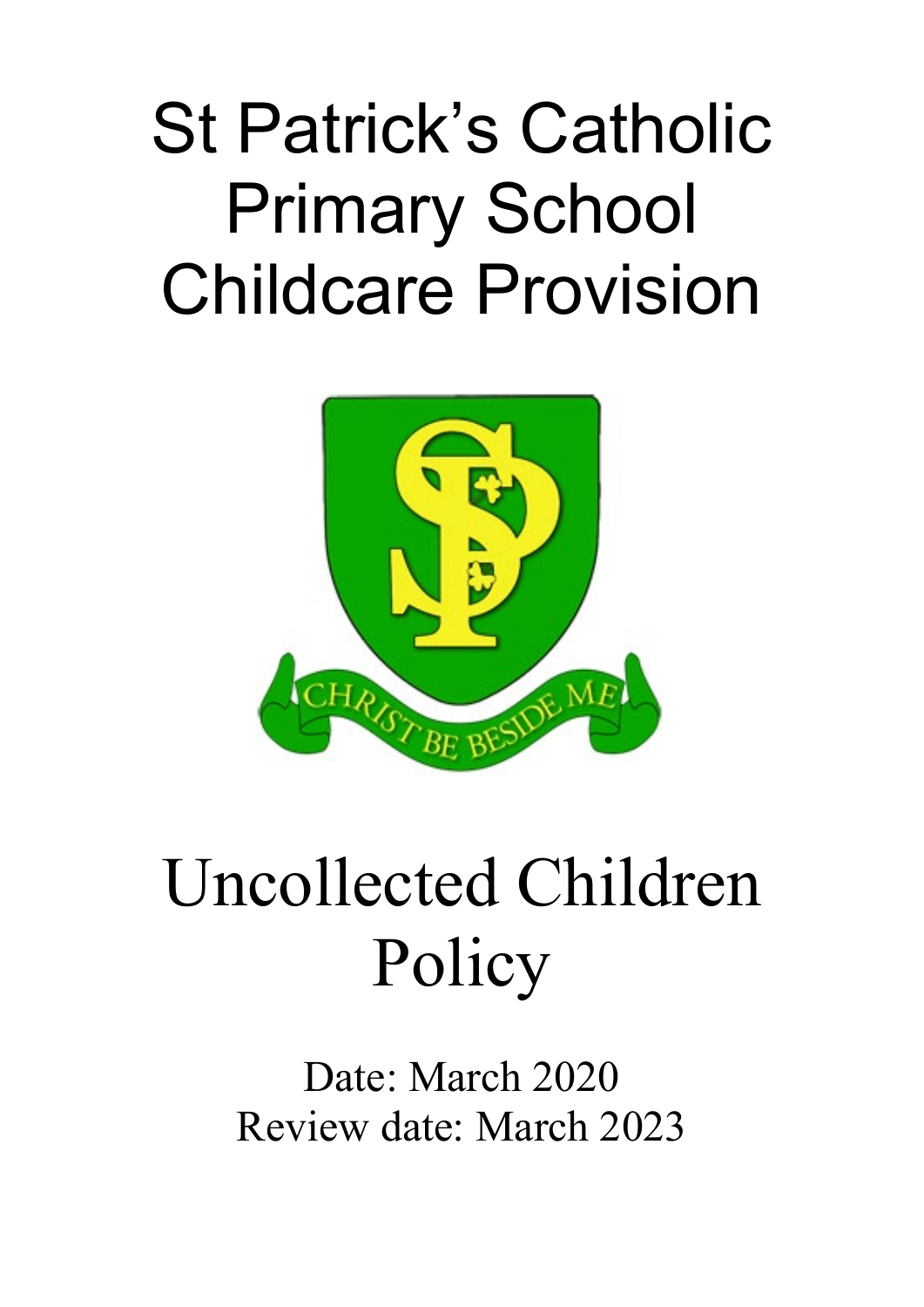# St Patrick's Catholic Primary School Childcare Provision

# Uncollected Children Policy

Date: March 2020
Review date: March 2023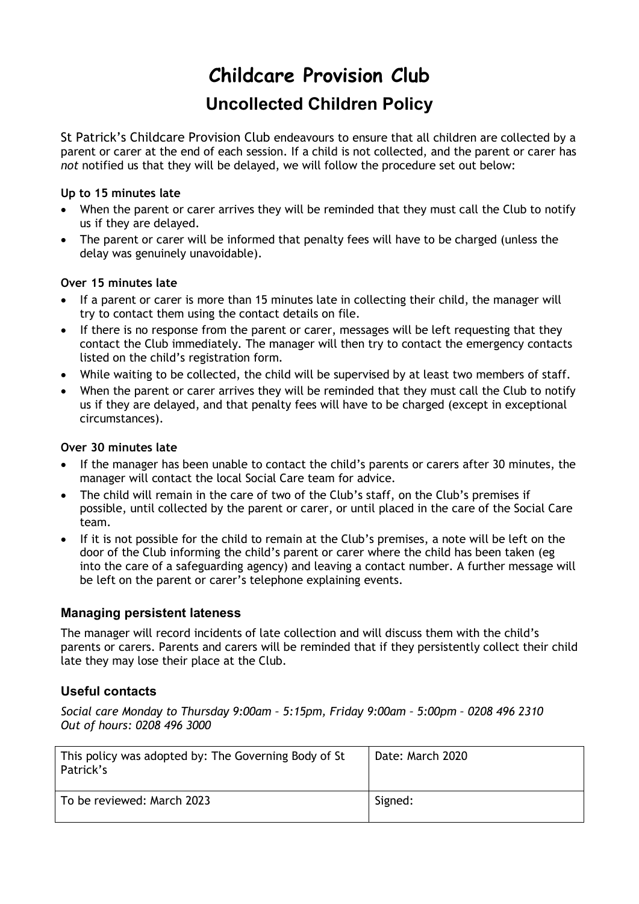# Childcare Provision Club

## Uncollected Children Policy

St Patrick's Childcare Provision Club endeavours to ensure that all children are collected by a parent or carer at the end of each session. If a child is not collected, and the parent or carer has *not* notified us that they will be delayed, we will follow the procedure set out below:

**Up to 15 minutes late**

- When the parent or carer arrives they will be reminded that they must call the Club to notify us if they are delayed.
- The parent or carer will be informed that penalty fees will have to be charged (unless the delay was genuinely unavoidable).

**Over 15 minutes late**

- If a parent or carer is more than 15 minutes late in collecting their child, the manager will try to contact them using the contact details on file.
- If there is no response from the parent or carer, messages will be left requesting that they contact the Club immediately. The manager will then try to contact the emergency contacts listed on the child's registration form.
- While waiting to be collected, the child will be supervised by at least two members of staff.
- When the parent or carer arrives they will be reminded that they must call the Club to notify us if they are delayed, and that penalty fees will have to be charged (except in exceptional circumstances).

**Over 30 minutes late**

- If the manager has been unable to contact the child's parents or carers after 30 minutes, the manager will contact the local Social Care team for advice.
- The child will remain in the care of two of the Club's staff, on the Club's premises if possible, until collected by the parent or carer, or until placed in the care of the Social Care team.
- If it is not possible for the child to remain at the Club's premises, a note will be left on the door of the Club informing the child's parent or carer where the child has been taken (eg into the care of a safeguarding agency) and leaving a contact number. A further message will be left on the parent or carer's telephone explaining events.

### Managing persistent lateness

The manager will record incidents of late collection and will discuss them with the child's parents or carers. Parents and carers will be reminded that if they persistently collect their child late they may lose their place at the Club.

### Useful contacts

*Social care Monday to Thursday 9:00am – 5:15pm, Friday 9:00am – 5:00pm – 0208 496 2310*
*Out of hours: 0208 496 3000*

| This policy was adopted by: The Governing Body of St Patrick's | Date: March 2020 |
| --- | --- |
| To be reviewed: March 2023 | Signed: |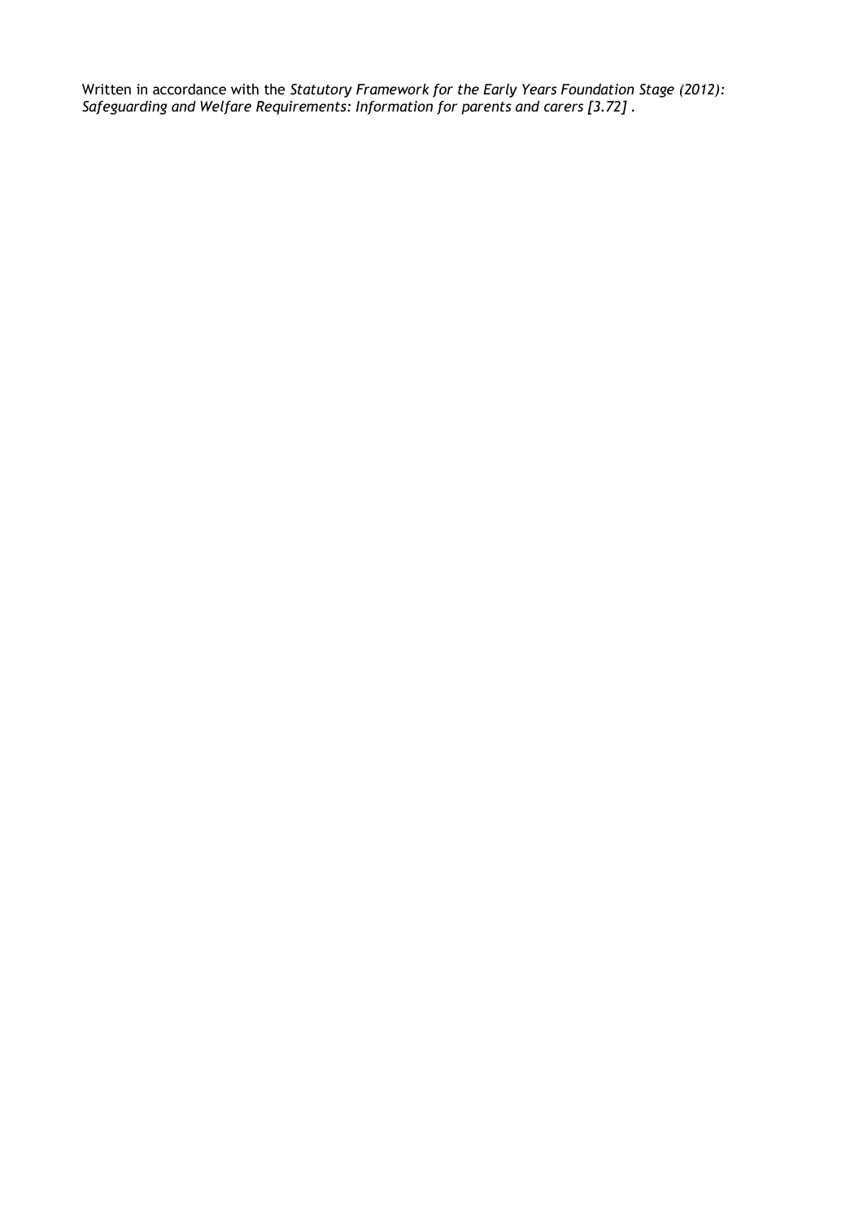Written in accordance with the *Statutory Framework for the Early Years Foundation Stage (2012): Safeguarding and Welfare Requirements: Information for parents and carers [3.72]* .